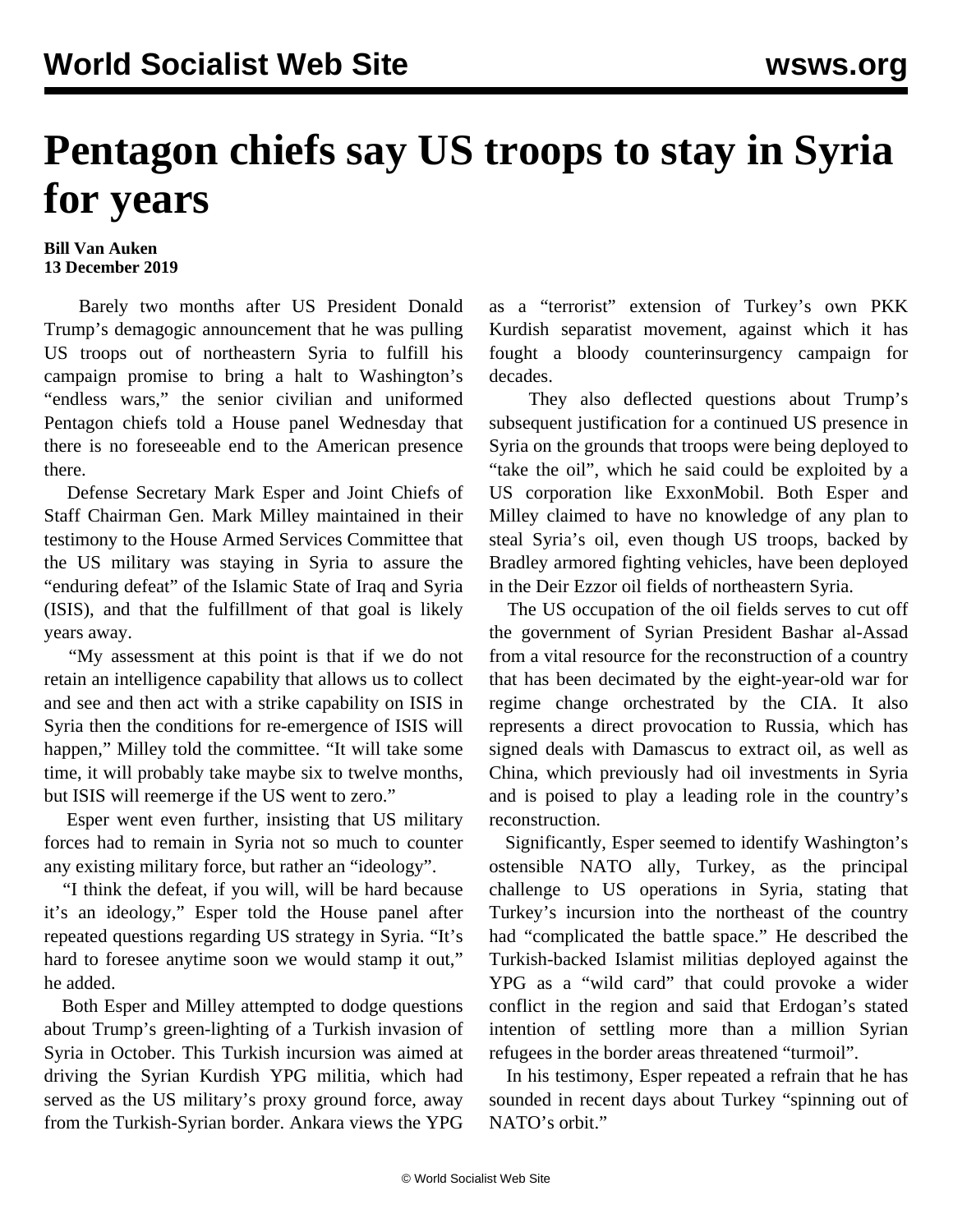# Pentagon chiefs say US troops to stay in Syria for years

**Bill Van Auken**
**13 December 2019**

Barely two months after US President Donald Trump's demagogic announcement that he was pulling US troops out of northeastern Syria to fulfill his campaign promise to bring a halt to Washington's "endless wars," the senior civilian and uniformed Pentagon chiefs told a House panel Wednesday that there is no foreseeable end to the American presence there.

Defense Secretary Mark Esper and Joint Chiefs of Staff Chairman Gen. Mark Milley maintained in their testimony to the House Armed Services Committee that the US military was staying in Syria to assure the "enduring defeat" of the Islamic State of Iraq and Syria (ISIS), and that the fulfillment of that goal is likely years away.

"My assessment at this point is that if we do not retain an intelligence capability that allows us to collect and see and then act with a strike capability on ISIS in Syria then the conditions for re-emergence of ISIS will happen," Milley told the committee. "It will take some time, it will probably take maybe six to twelve months, but ISIS will reemerge if the US went to zero."

Esper went even further, insisting that US military forces had to remain in Syria not so much to counter any existing military force, but rather an "ideology".

"I think the defeat, if you will, will be hard because it's an ideology," Esper told the House panel after repeated questions regarding US strategy in Syria. "It's hard to foresee anytime soon we would stamp it out," he added.

Both Esper and Milley attempted to dodge questions about Trump's green-lighting of a Turkish invasion of Syria in October. This Turkish incursion was aimed at driving the Syrian Kurdish YPG militia, which had served as the US military's proxy ground force, away from the Turkish-Syrian border. Ankara views the YPG as a "terrorist" extension of Turkey's own PKK Kurdish separatist movement, against which it has fought a bloody counterinsurgency campaign for decades.

They also deflected questions about Trump's subsequent justification for a continued US presence in Syria on the grounds that troops were being deployed to "take the oil", which he said could be exploited by a US corporation like ExxonMobil. Both Esper and Milley claimed to have no knowledge of any plan to steal Syria's oil, even though US troops, backed by Bradley armored fighting vehicles, have been deployed in the Deir Ezzor oil fields of northeastern Syria.

The US occupation of the oil fields serves to cut off the government of Syrian President Bashar al-Assad from a vital resource for the reconstruction of a country that has been decimated by the eight-year-old war for regime change orchestrated by the CIA. It also represents a direct provocation to Russia, which has signed deals with Damascus to extract oil, as well as China, which previously had oil investments in Syria and is poised to play a leading role in the country's reconstruction.

Significantly, Esper seemed to identify Washington's ostensible NATO ally, Turkey, as the principal challenge to US operations in Syria, stating that Turkey's incursion into the northeast of the country had "complicated the battle space." He described the Turkish-backed Islamist militias deployed against the YPG as a "wild card" that could provoke a wider conflict in the region and said that Erdogan's stated intention of settling more than a million Syrian refugees in the border areas threatened "turmoil".

In his testimony, Esper repeated a refrain that he has sounded in recent days about Turkey "spinning out of NATO's orbit."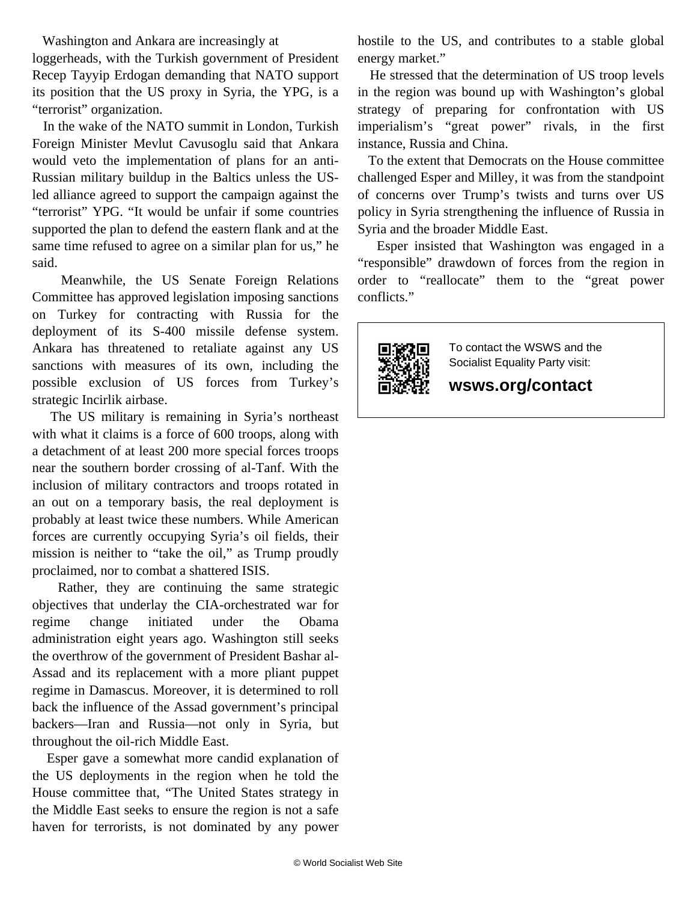Washington and Ankara are increasingly at loggerheads, with the Turkish government of President Recep Tayyip Erdogan demanding that NATO support its position that the US proxy in Syria, the YPG, is a "terrorist" organization.

In the wake of the NATO summit in London, Turkish Foreign Minister Mevlut Cavusoglu said that Ankara would veto the implementation of plans for an anti-Russian military buildup in the Baltics unless the US-led alliance agreed to support the campaign against the "terrorist" YPG. "It would be unfair if some countries supported the plan to defend the eastern flank and at the same time refused to agree on a similar plan for us," he said.

Meanwhile, the US Senate Foreign Relations Committee has approved legislation imposing sanctions on Turkey for contracting with Russia for the deployment of its S-400 missile defense system. Ankara has threatened to retaliate against any US sanctions with measures of its own, including the possible exclusion of US forces from Turkey's strategic Incirlik airbase.

The US military is remaining in Syria's northeast with what it claims is a force of 600 troops, along with a detachment of at least 200 more special forces troops near the southern border crossing of al-Tanf. With the inclusion of military contractors and troops rotated in an out on a temporary basis, the real deployment is probably at least twice these numbers. While American forces are currently occupying Syria's oil fields, their mission is neither to "take the oil," as Trump proudly proclaimed, nor to combat a shattered ISIS.

Rather, they are continuing the same strategic objectives that underlay the CIA-orchestrated war for regime change initiated under the Obama administration eight years ago. Washington still seeks the overthrow of the government of President Bashar al-Assad and its replacement with a more pliant puppet regime in Damascus. Moreover, it is determined to roll back the influence of the Assad government's principal backers—Iran and Russia—not only in Syria, but throughout the oil-rich Middle East.

Esper gave a somewhat more candid explanation of the US deployments in the region when he told the House committee that, "The United States strategy in the Middle East seeks to ensure the region is not a safe haven for terrorists, is not dominated by any power hostile to the US, and contributes to a stable global energy market."

He stressed that the determination of US troop levels in the region was bound up with Washington's global strategy of preparing for confrontation with US imperialism's "great power" rivals, in the first instance, Russia and China.

To the extent that Democrats on the House committee challenged Esper and Milley, it was from the standpoint of concerns over Trump's twists and turns over US policy in Syria strengthening the influence of Russia in Syria and the broader Middle East.

Esper insisted that Washington was engaged in a "responsible" drawdown of forces from the region in order to "reallocate" them to the "great power conflicts."

To contact the WSWS and the Socialist Equality Party visit:

**wsws.org/contact**